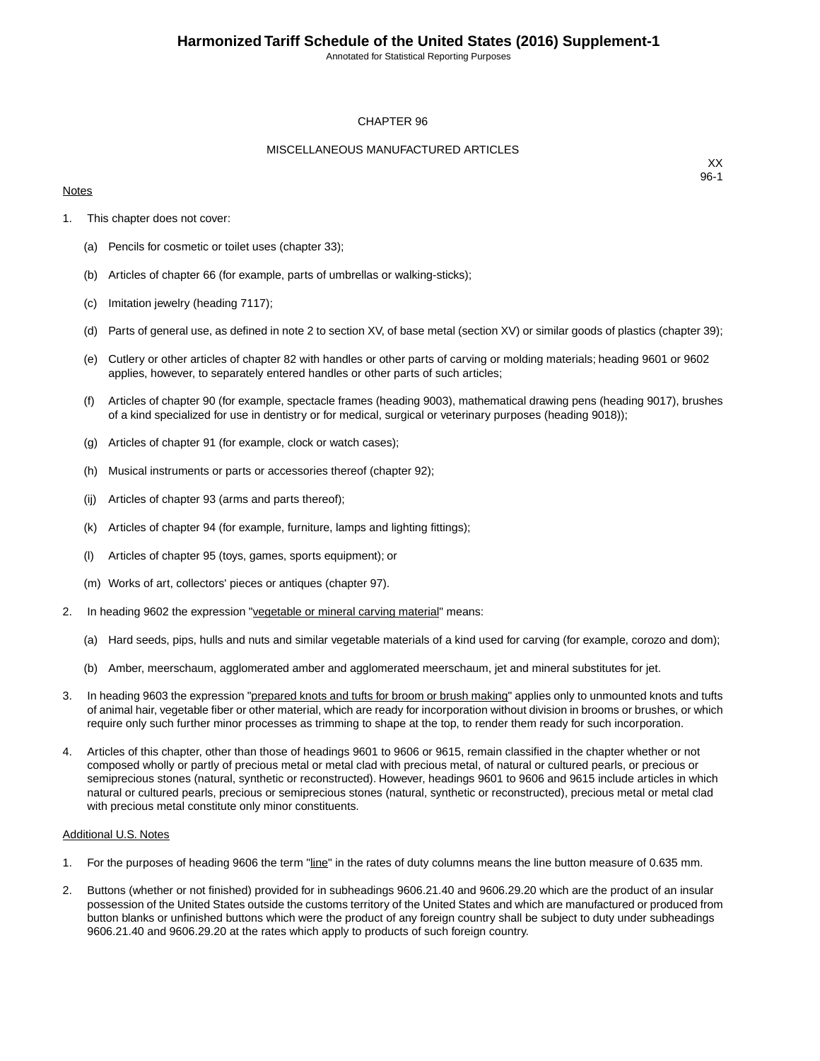# CHAPTER 96

## MISCELLANEOUS MANUFACTURED ARTICLES

XX
96-1

Notes

1. This chapter does not cover:

   (a) Pencils for cosmetic or toilet uses (chapter 33);

   (b) Articles of chapter 66 (for example, parts of umbrellas or walking-sticks);

   (c) Imitation jewelry (heading 7117);

   (d) Parts of general use, as defined in note 2 to section XV, of base metal (section XV) or similar goods of plastics (chapter 39);

   (e) Cutlery or other articles of chapter 82 with handles or other parts of carving or molding materials; heading 9601 or 9602 applies, however, to separately entered handles or other parts of such articles;

   (f) Articles of chapter 90 (for example, spectacle frames (heading 9003), mathematical drawing pens (heading 9017), brushes of a kind specialized for use in dentistry or for medical, surgical or veterinary purposes (heading 9018));

   (g) Articles of chapter 91 (for example, clock or watch cases);

   (h) Musical instruments or parts or accessories thereof (chapter 92);

   (ij) Articles of chapter 93 (arms and parts thereof);

   (k) Articles of chapter 94 (for example, furniture, lamps and lighting fittings);

   (l) Articles of chapter 95 (toys, games, sports equipment); or

   (m) Works of art, collectors' pieces or antiques (chapter 97).

2. In heading 9602 the expression "vegetable or mineral carving material" means:

   (a) Hard seeds, pips, hulls and nuts and similar vegetable materials of a kind used for carving (for example, corozo and dom);

   (b) Amber, meerschaum, agglomerated amber and agglomerated meerschaum, jet and mineral substitutes for jet.

3. In heading 9603 the expression "prepared knots and tufts for broom or brush making" applies only to unmounted knots and tufts of animal hair, vegetable fiber or other material, which are ready for incorporation without division in brooms or brushes, or which require only such further minor processes as trimming to shape at the top, to render them ready for such incorporation.

4. Articles of this chapter, other than those of headings 9601 to 9606 or 9615, remain classified in the chapter whether or not composed wholly or partly of precious metal or metal clad with precious metal, of natural or cultured pearls, or precious or semiprecious stones (natural, synthetic or reconstructed). However, headings 9601 to 9606 and 9615 include articles in which natural or cultured pearls, precious or semiprecious stones (natural, synthetic or reconstructed), precious metal or metal clad with precious metal constitute only minor constituents.

Additional U.S. Notes

1. For the purposes of heading 9606 the term "line" in the rates of duty columns means the line button measure of 0.635 mm.

2. Buttons (whether or not finished) provided for in subheadings 9606.21.40 and 9606.29.20 which are the product of an insular possession of the United States outside the customs territory of the United States and which are manufactured or produced from button blanks or unfinished buttons which were the product of any foreign country shall be subject to duty under subheadings 9606.21.40 and 9606.29.20 at the rates which apply to products of such foreign country.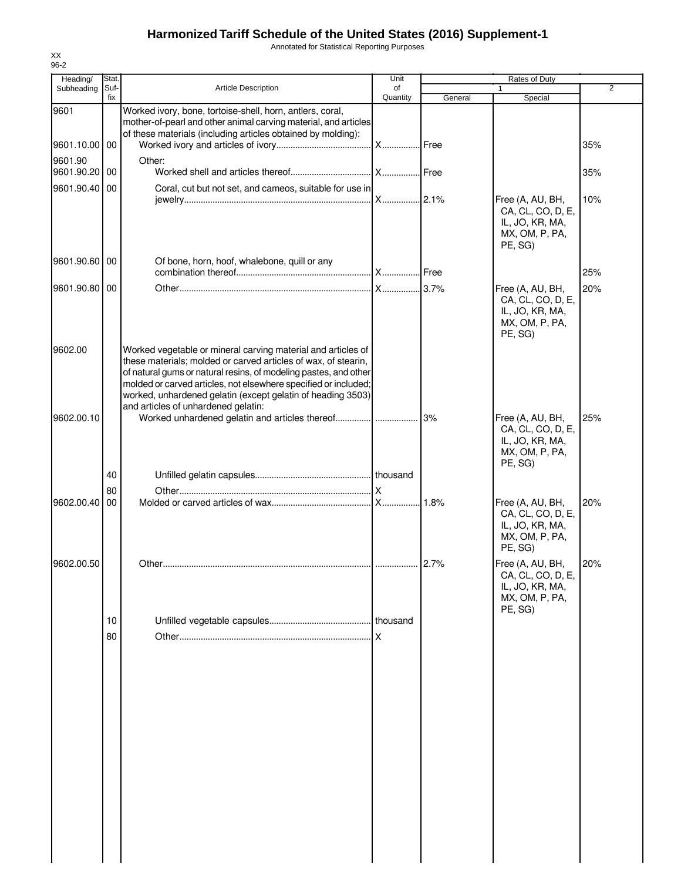# Harmonized Tariff Schedule of the United States (2016) Supplement-1

Annotated for Statistical Reporting Purposes

XX
96-2

| Heading/ Subheading | Stat. Suf- fix | Article Description | Unit of Quantity | Rates of Duty | | |
|---|---|---|---|---|---|---|
| | | | | 1 | | 2 |
| | | | | General | Special | |
| 9601 | | Worked ivory, bone, tortoise-shell, horn, antlers, coral, mother-of-pearl and other animal carving material, and articles of these materials (including articles obtained by molding): | | | | |
| 9601.10.00 | 00 | Worked ivory and articles of ivory | X | Free | | 35% |
| 9601.90 | | Other: | | | | |
| 9601.90.20 | 00 | Worked shell and articles thereof | X | Free | | 35% |
| 9601.90.40 | 00 | Coral, cut but not set, and cameos, suitable for use in jewelry | X | 2.1% | Free (A, AU, BH, CA, CL, CO, D, E, IL, JO, KR, MA, MX, OM, P, PA, PE, SG) | 10% |
| 9601.90.60 | 00 | Of bone, horn, hoof, whalebone, quill or any combination thereof | X | Free | | 25% |
| 9601.90.80 | 00 | Other | X | 3.7% | Free (A, AU, BH, CA, CL, CO, D, E, IL, JO, KR, MA, MX, OM, P, PA, PE, SG) | 20% |
| 9602.00 | | Worked vegetable or mineral carving material and articles of these materials; molded or carved articles of wax, of stearin, of natural gums or natural resins, of modeling pastes, and other molded or carved articles, not elsewhere specified or included; worked, unhardened gelatin (except gelatin of heading 3503) and articles of unhardened gelatin: | | | | |
| 9602.00.10 | | Worked unhardened gelatin and articles thereof | | 3% | Free (A, AU, BH, CA, CL, CO, D, E, IL, JO, KR, MA, MX, OM, P, PA, PE, SG) | 25% |
| | 40 | Unfilled gelatin capsules | thousand | | | |
| | 80 | Other | X | | | |
| 9602.00.40 | 00 | Molded or carved articles of wax | X | 1.8% | Free (A, AU, BH, CA, CL, CO, D, E, IL, JO, KR, MA, MX, OM, P, PA, PE, SG) | 20% |
| 9602.00.50 | | Other | | 2.7% | Free (A, AU, BH, CA, CL, CO, D, E, IL, JO, KR, MA, MX, OM, P, PA, PE, SG) | 20% |
| | 10 | Unfilled vegetable capsules | thousand | | | |
| | 80 | Other | X | | | |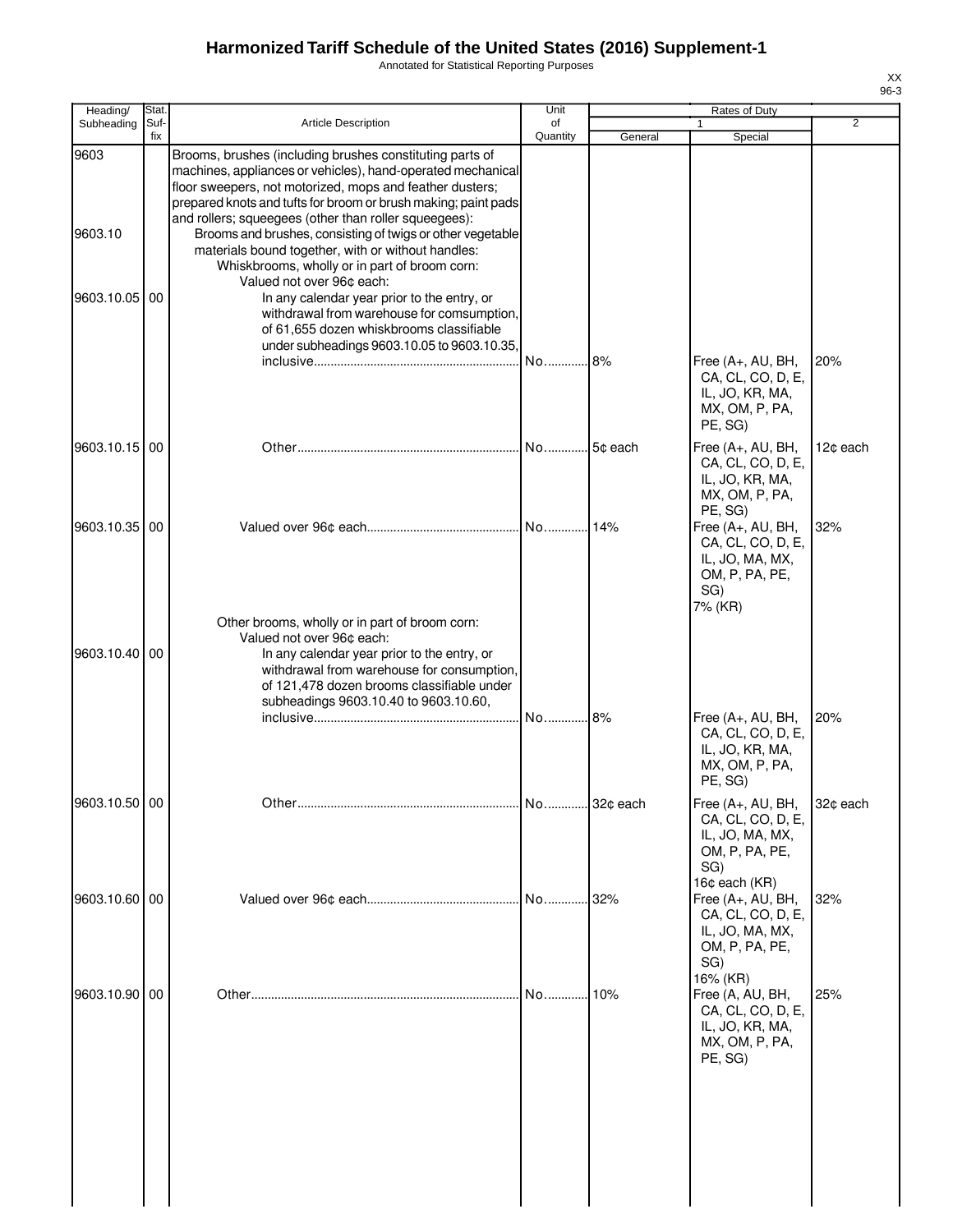# Harmonized Tariff Schedule of the United States (2016) Supplement-1

Annotated for Statistical Reporting Purposes

XX
96-3

| Heading/ Subheading | Stat. Suf-fix | Article Description | Unit of Quantity | Rates of Duty 1 General | Special | 2 |
|---|---|---|---|---|---|---|
| 9603 | | Brooms, brushes (including brushes constituting parts of machines, appliances or vehicles), hand-operated mechanical floor sweepers, not motorized, mops and feather dusters; prepared knots and tufts for broom or brush making; paint pads and rollers; squeegees (other than roller squeegees): | | | | |
| 9603.10 | | Brooms and brushes, consisting of twigs or other vegetable materials bound together, with or without handles: | | | | |
| | | Whiskbrooms, wholly or in part of broom corn: | | | | |
| | | Valued not over 96¢ each: | | | | |
| 9603.10.05 | 00 | In any calendar year prior to the entry, or withdrawal from warehouse for comsumption, of 61,655 dozen whiskbrooms classifiable under subheadings 9603.10.05 to 9603.10.35, inclusive | No. | 8% | Free (A+, AU, BH, CA, CL, CO, D, E, IL, JO, KR, MA, MX, OM, P, PA, PE, SG) | 20% |
| 9603.10.15 | 00 | Other | No. | 5¢ each | Free (A+, AU, BH, CA, CL, CO, D, E, IL, JO, KR, MA, MX, OM, P, PA, PE, SG) | 12¢ each |
| 9603.10.35 | 00 | Valued over 96¢ each | No. | 14% | Free (A+, AU, BH, CA, CL, CO, D, E, IL, JO, MA, MX, OM, P, PA, PE, SG)<br>7% (KR) | 32% |
| | | Other brooms, wholly or in part of broom corn: | | | | |
| | | Valued not over 96¢ each: | | | | |
| 9603.10.40 | 00 | In any calendar year prior to the entry, or withdrawal from warehouse for consumption, of 121,478 dozen brooms classifiable under subheadings 9603.10.40 to 9603.10.60, inclusive | No. | 8% | Free (A+, AU, BH, CA, CL, CO, D, E, IL, JO, KR, MA, MX, OM, P, PA, PE, SG) | 20% |
| 9603.10.50 | 00 | Other | No. | 32¢ each | Free (A+, AU, BH, CA, CL, CO, D, E, IL, JO, MA, MX, OM, P, PA, PE, SG)<br>16¢ each (KR) | 32¢ each |
| 9603.10.60 | 00 | Valued over 96¢ each | No. | 32% | Free (A+, AU, BH, CA, CL, CO, D, E, IL, JO, MA, MX, OM, P, PA, PE, SG)<br>16% (KR) | 32% |
| 9603.10.90 | 00 | Other | No. | 10% | Free (A, AU, BH, CA, CL, CO, D, E, IL, JO, KR, MA, MX, OM, P, PA, PE, SG) | 25% |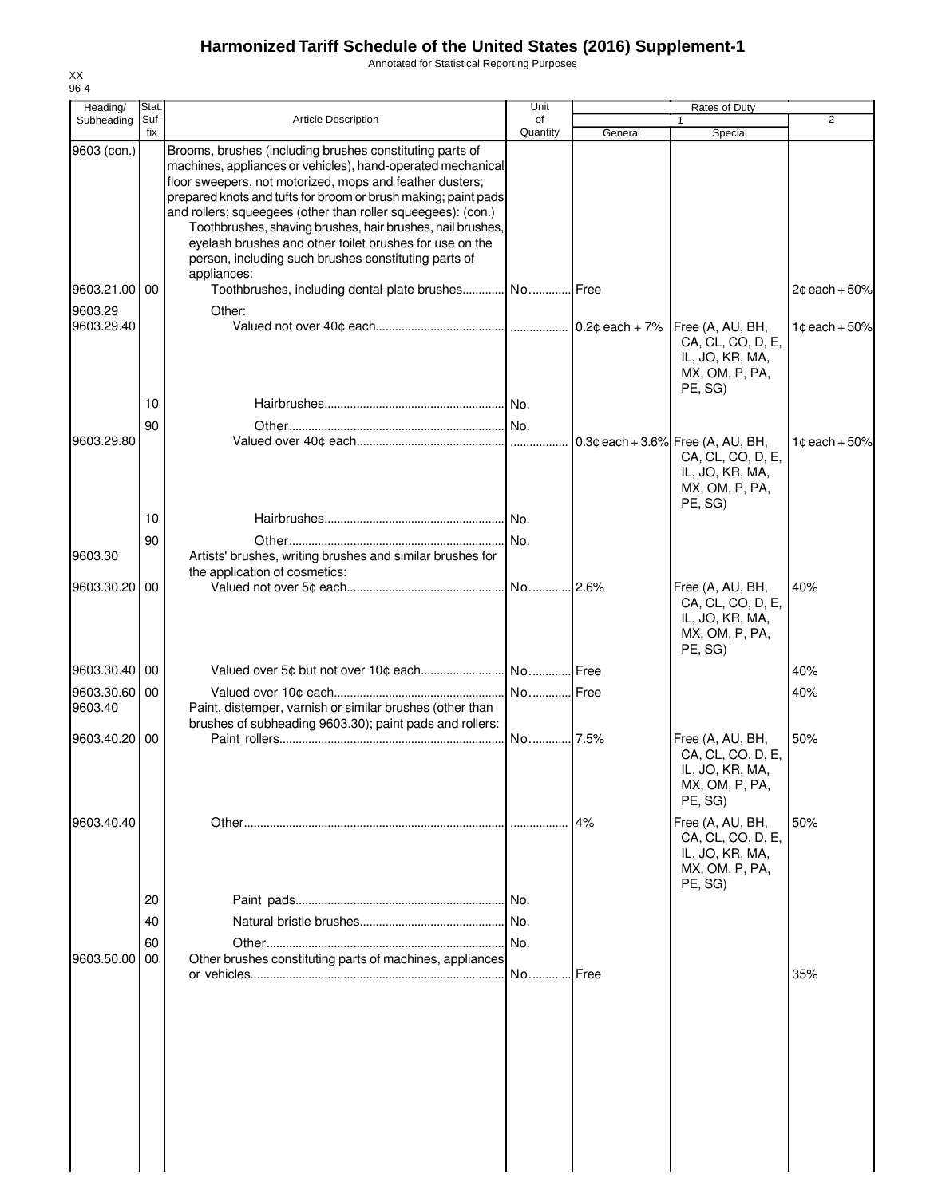# Harmonized Tariff Schedule of the United States (2016) Supplement-1

Annotated for Statistical Reporting Purposes

XX
96-4

| Heading/ Subheading | Stat. Suf- fix | Article Description | Unit of Quantity | Rates of Duty 1 General | Special | 2 |
|---|---|---|---|---|---|---|
| 9603 (con.) | | Brooms, brushes (including brushes constituting parts of machines, appliances or vehicles), hand-operated mechanical floor sweepers, not motorized, mops and feather dusters; prepared knots and tufts for broom or brush making; paint pads and rollers; squeegees (other than roller squeegees): (con.) | | | | |
| | | Toothbrushes, shaving brushes, hair brushes, nail brushes, eyelash brushes and other toilet brushes for use on the person, including such brushes constituting parts of appliances: | | | | |
| 9603.21.00 | 00 | Toothbrushes, including dental-plate brushes | No. | Free | | 2¢ each + 50% |
| 9603.29 | | Other: | | | | |
| 9603.29.40 | | Valued not over 40¢ each | | 0.2¢ each + 7% | Free (A, AU, BH, CA, CL, CO, D, E, IL, JO, KR, MA, MX, OM, P, PA, PE, SG) | 1¢ each + 50% |
| | 10 | Hairbrushes | No. | | | |
| | 90 | Other | No. | | | |
| 9603.29.80 | | Valued over 40¢ each | | 0.3¢ each + 3.6% | Free (A, AU, BH, CA, CL, CO, D, E, IL, JO, KR, MA, MX, OM, P, PA, PE, SG) | 1¢ each + 50% |
| | 10 | Hairbrushes | No. | | | |
| | 90 | Other | No. | | | |
| 9603.30 | | Artists' brushes, writing brushes and similar brushes for the application of cosmetics: | | | | |
| 9603.30.20 | 00 | Valued not over 5¢ each | No. | 2.6% | Free (A, AU, BH, CA, CL, CO, D, E, IL, JO, KR, MA, MX, OM, P, PA, PE, SG) | 40% |
| 9603.30.40 | 00 | Valued over 5¢ but not over 10¢ each | No. | Free | | 40% |
| 9603.30.60 | 00 | Valued over 10¢ each | No. | Free | | 40% |
| 9603.40 | | Paint, distemper, varnish or similar brushes (other than brushes of subheading 9603.30); paint pads and rollers: | | | | |
| 9603.40.20 | 00 | Paint rollers | No. | 7.5% | Free (A, AU, BH, CA, CL, CO, D, E, IL, JO, KR, MA, MX, OM, P, PA, PE, SG) | 50% |
| 9603.40.40 | | Other | | 4% | Free (A, AU, BH, CA, CL, CO, D, E, IL, JO, KR, MA, MX, OM, P, PA, PE, SG) | 50% |
| | 20 | Paint pads | No. | | | |
| | 40 | Natural bristle brushes | No. | | | |
| | 60 | Other | No. | | | |
| 9603.50.00 | 00 | Other brushes constituting parts of machines, appliances or vehicles | No. | Free | | 35% |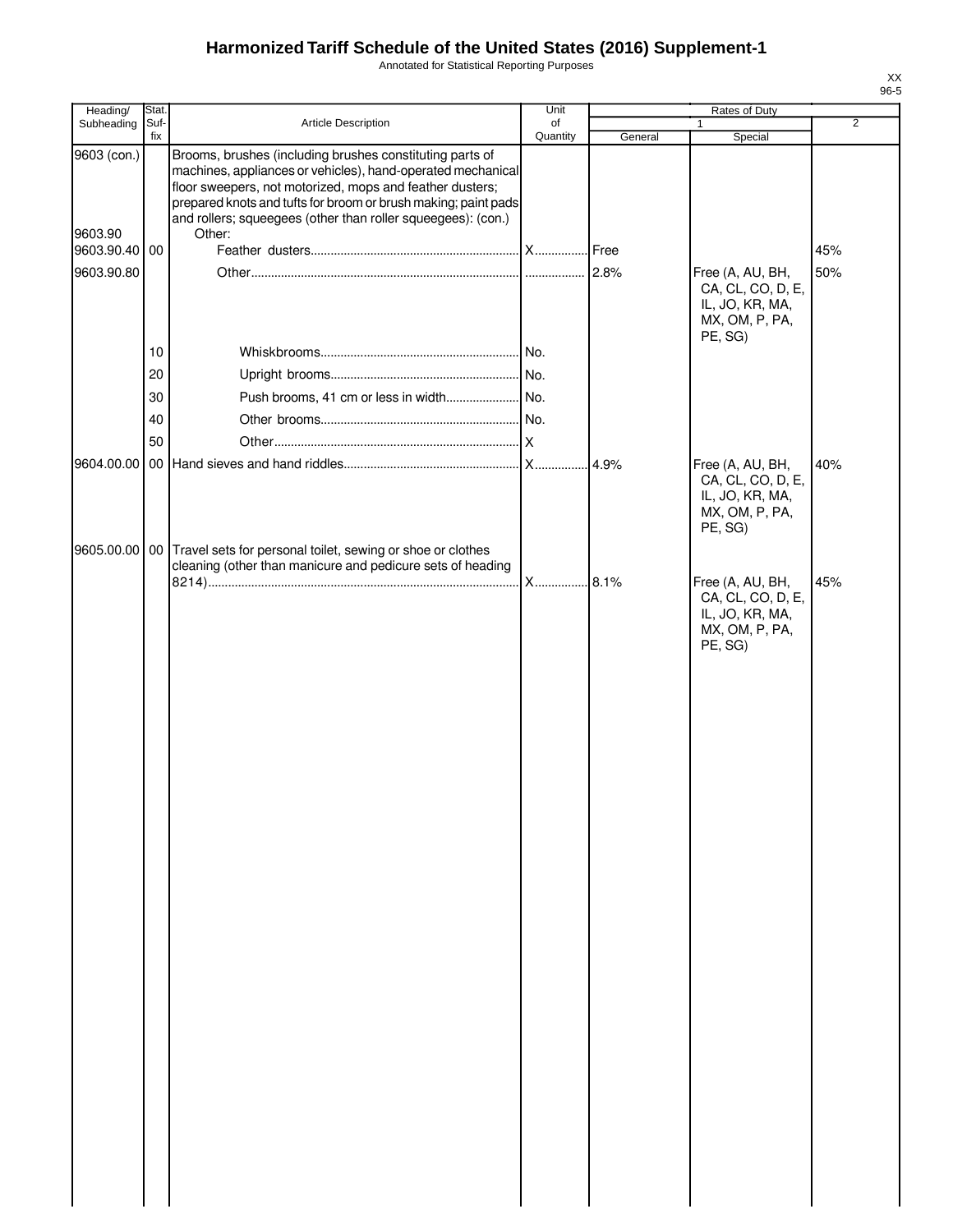# Harmonized Tariff Schedule of the United States (2016) Supplement-1

Annotated for Statistical Reporting Purposes

XX
96-5

| Heading/ Subheading | Stat. Suf-fix | Article Description | Unit of Quantity | Rates of Duty | | |
|---|---|---|---|---|---|---|
| | | | | 1 | | 2 |
| | | | | General | Special | |
| 9603 (con.) | | Brooms, brushes (including brushes constituting parts of machines, appliances or vehicles), hand-operated mechanical floor sweepers, not motorized, mops and feather dusters; prepared knots and tufts for broom or brush making; paint pads and rollers; squeegees (other than roller squeegees): (con.) | | | | |
| 9603.90 | | Other: | | | | |
| 9603.90.40 | 00 | Feather dusters | X | Free | | 45% |
| 9603.90.80 | | Other | | 2.8% | Free (A, AU, BH, CA, CL, CO, D, E, IL, JO, KR, MA, MX, OM, P, PA, PE, SG) | 50% |
| | 10 | Whiskbrooms | No. | | | |
| | 20 | Upright brooms | No. | | | |
| | 30 | Push brooms, 41 cm or less in width | No. | | | |
| | 40 | Other brooms | No. | | | |
| | 50 | Other | X | | | |
| 9604.00.00 | 00 | Hand sieves and hand riddles | X | 4.9% | Free (A, AU, BH, CA, CL, CO, D, E, IL, JO, KR, MA, MX, OM, P, PA, PE, SG) | 40% |
| 9605.00.00 | 00 | Travel sets for personal toilet, sewing or shoe or clothes cleaning (other than manicure and pedicure sets of heading 8214) | X | 8.1% | Free (A, AU, BH, CA, CL, CO, D, E, IL, JO, KR, MA, MX, OM, P, PA, PE, SG) | 45% |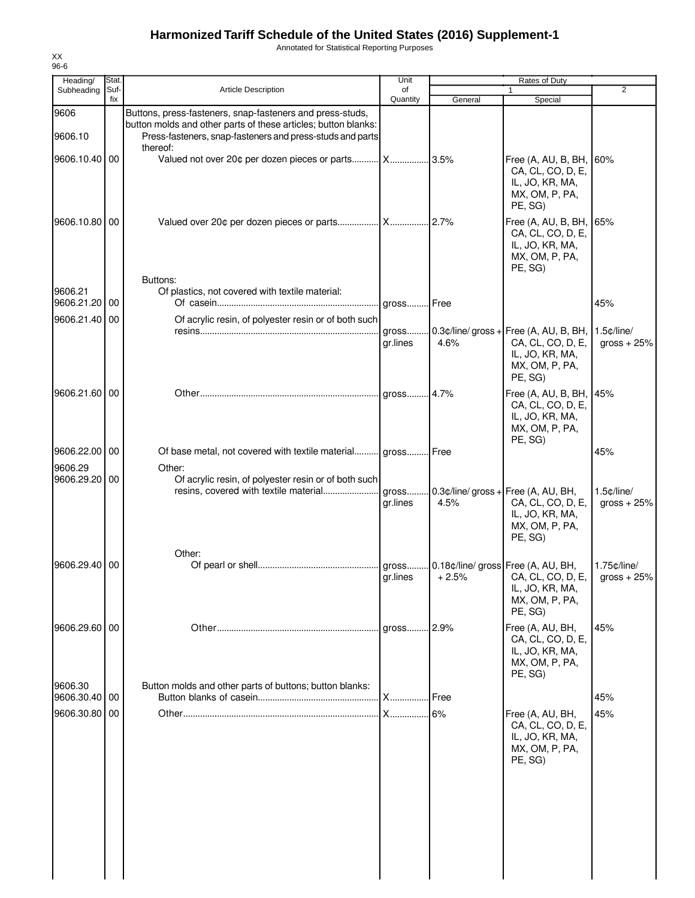# Harmonized Tariff Schedule of the United States (2016) Supplement-1

Annotated for Statistical Reporting Purposes

XX
96-6

| Heading/ Subheading | Stat. Suf-fix | Article Description | Unit of Quantity | Rates of Duty 1 General | Rates of Duty 1 Special | Rates of Duty 2 |
|---|---|---|---|---|---|---|
| 9606 | | Buttons, press-fasteners, snap-fasteners and press-studs, button molds and other parts of these articles; button blanks: | | | | |
| 9606.10 | | Press-fasteners, snap-fasteners and press-studs and parts thereof: | | | | |
| 9606.10.40 | 00 | Valued not over 20¢ per dozen pieces or parts | X | 3.5% | Free (A, AU, B, BH, CA, CL, CO, D, E, IL, JO, KR, MA, MX, OM, P, PA, PE, SG) | 60% |
| 9606.10.80 | 00 | Valued over 20¢ per dozen pieces or parts | X | 2.7% | Free (A, AU, B, BH, CA, CL, CO, D, E, IL, JO, KR, MA, MX, OM, P, PA, PE, SG) | 65% |
| | | Buttons: | | | | |
| 9606.21 | | Of plastics, not covered with textile material: | | | | |
| 9606.21.20 | 00 | Of casein | gross | Free | | 45% |
| 9606.21.40 | 00 | Of acrylic resin, of polyester resin or of both such resins | gross<br>gr.lines | 0.3¢/line/ gross + 4.6% | Free (A, AU, B, BH, CA, CL, CO, D, E, IL, JO, KR, MA, MX, OM, P, PA, PE, SG) | 1.5¢/line/ gross + 25% |
| 9606.21.60 | 00 | Other | gross | 4.7% | Free (A, AU, B, BH, CA, CL, CO, D, E, IL, JO, KR, MA, MX, OM, P, PA, PE, SG) | 45% |
| 9606.22.00 | 00 | Of base metal, not covered with textile material | gross | Free | | 45% |
| 9606.29 | | Other: | | | | |
| 9606.29.20 | 00 | Of acrylic resin, of polyester resin or of both such resins, covered with textile material | gross<br>gr.lines | 0.3¢/line/ gross + 4.5% | Free (A, AU, BH, CA, CL, CO, D, E, IL, JO, KR, MA, MX, OM, P, PA, PE, SG) | 1.5¢/line/ gross + 25% |
| | | Other: | | | | |
| 9606.29.40 | 00 | Of pearl or shell | gross<br>gr.lines | 0.18¢/line/ gross + 2.5% | Free (A, AU, BH, CA, CL, CO, D, E, IL, JO, KR, MA, MX, OM, P, PA, PE, SG) | 1.75¢/line/ gross + 25% |
| 9606.29.60 | 00 | Other | gross | 2.9% | Free (A, AU, BH, CA, CL, CO, D, E, IL, JO, KR, MA, MX, OM, P, PA, PE, SG) | 45% |
| 9606.30 | | Button molds and other parts of buttons; button blanks: | | | | |
| 9606.30.40 | 00 | Button blanks of casein | X | Free | | 45% |
| 9606.30.80 | 00 | Other | X | 6% | Free (A, AU, BH, CA, CL, CO, D, E, IL, JO, KR, MA, MX, OM, P, PA, PE, SG) | 45% |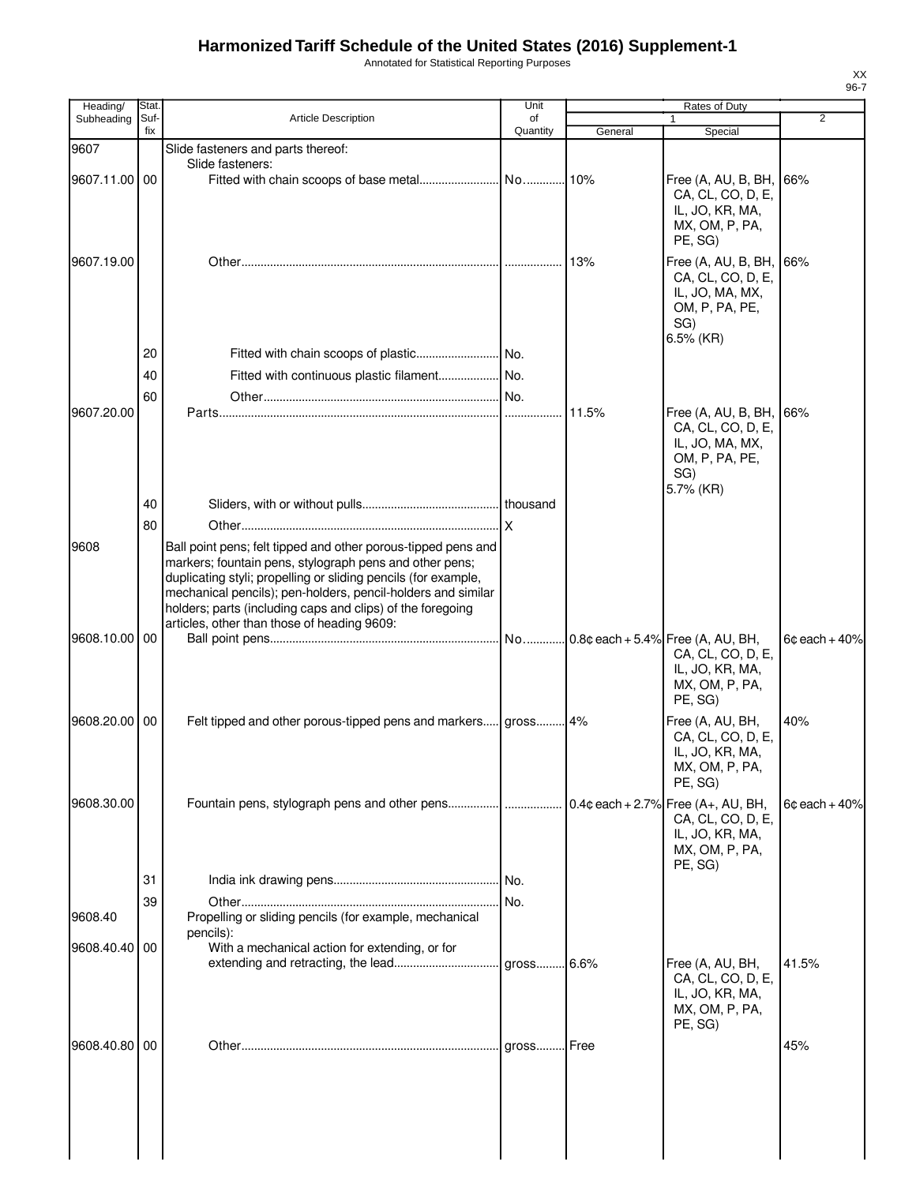# Harmonized Tariff Schedule of the United States (2016) Supplement-1

Annotated for Statistical Reporting Purposes

| Heading/ Subheading | Stat. Suf- fix | Article Description | Unit of Quantity | Rates of Duty 1 General | Special | 2 |
|---|---|---|---|---|---|---|
| 9607 | | Slide fasteners and parts thereof: | | | | |
| | | Slide fasteners: | | | | |
| 9607.11.00 | 00 | Fitted with chain scoops of base metal | No. | 10% | Free (A, AU, B, BH, CA, CL, CO, D, E, IL, JO, KR, MA, MX, OM, P, PA, PE, SG) | 66% |
| 9607.19.00 | | Other | | 13% | Free (A, AU, B, BH, CA, CL, CO, D, E, IL, JO, MA, MX, OM, P, PA, PE, SG) 6.5% (KR) | 66% |
| | 20 | Fitted with chain scoops of plastic | No. | | | |
| | 40 | Fitted with continuous plastic filament | No. | | | |
| | 60 | Other | No. | | | |
| 9607.20.00 | | Parts | | 11.5% | Free (A, AU, B, BH, CA, CL, CO, D, E, IL, JO, MA, MX, OM, P, PA, PE, SG) 5.7% (KR) | 66% |
| | 40 | Sliders, with or without pulls | thousand | | | |
| | 80 | Other | X | | | |
| 9608 | | Ball point pens; felt tipped and other porous-tipped pens and markers; fountain pens, stylograph pens and other pens; duplicating styli; propelling or sliding pencils (for example, mechanical pencils); pen-holders, pencil-holders and similar holders; parts (including caps and clips) of the foregoing articles, other than those of heading 9609: | | | | |
| 9608.10.00 | 00 | Ball point pens | No. | 0.8¢ each + 5.4% | Free (A, AU, BH, CA, CL, CO, D, E, IL, JO, KR, MA, MX, OM, P, PA, PE, SG) | 6¢ each + 40% |
| 9608.20.00 | 00 | Felt tipped and other porous-tipped pens and markers | gross | 4% | Free (A, AU, BH, CA, CL, CO, D, E, IL, JO, KR, MA, MX, OM, P, PA, PE, SG) | 40% |
| 9608.30.00 | | Fountain pens, stylograph pens and other pens | | 0.4¢ each + 2.7% | Free (A+, AU, BH, CA, CL, CO, D, E, IL, JO, KR, MA, MX, OM, P, PA, PE, SG) | 6¢ each + 40% |
| | 31 | India ink drawing pens | No. | | | |
| | 39 | Other | No. | | | |
| 9608.40 | | Propelling or sliding pencils (for example, mechanical pencils): | | | | |
| 9608.40.40 | 00 | With a mechanical action for extending, or for extending and retracting, the lead | gross | 6.6% | Free (A, AU, BH, CA, CL, CO, D, E, IL, JO, KR, MA, MX, OM, P, PA, PE, SG) | 41.5% |
| 9608.40.80 | 00 | Other | gross | Free | | 45% |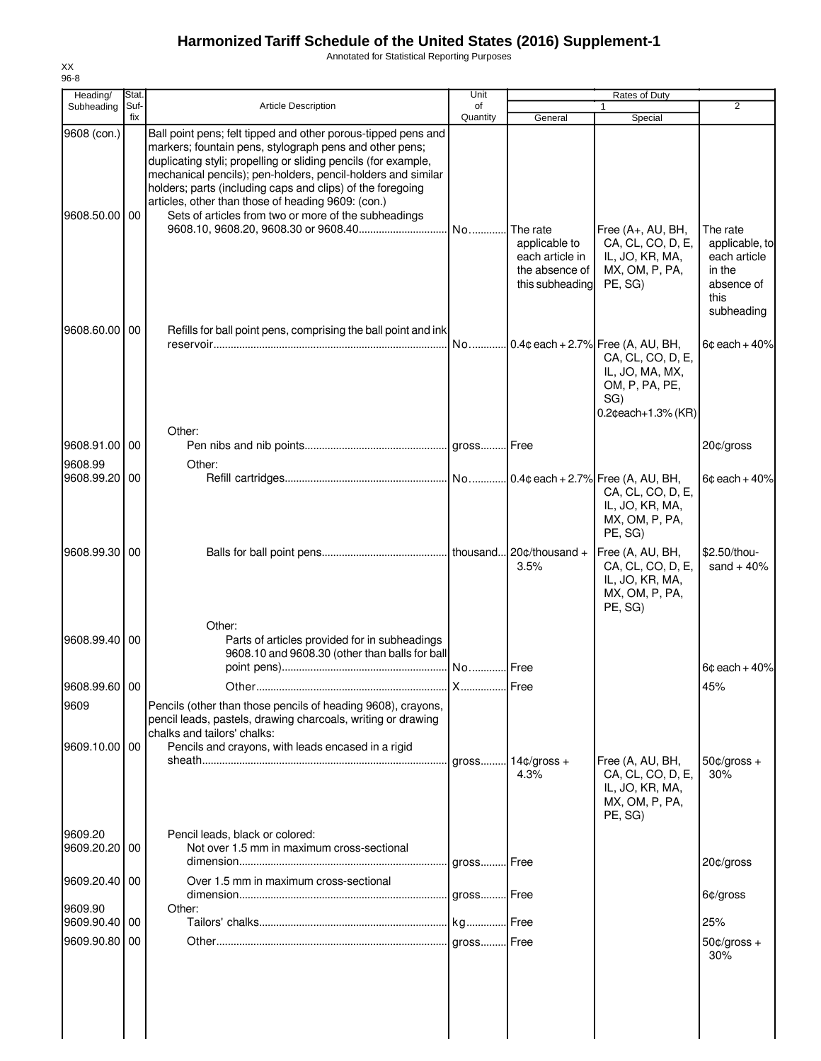# Harmonized Tariff Schedule of the United States (2016) Supplement-1

Annotated for Statistical Reporting Purposes

XX
96-8

| Heading/ Subheading | Stat. Suf- fix | Article Description | Unit of Quantity | Rates of Duty 1 General | Rates of Duty 1 Special | Rates of Duty 2 |
|---|---|---|---|---|---|---|
| 9608 (con.) | | Ball point pens; felt tipped and other porous-tipped pens and markers; fountain pens, stylograph pens and other pens; duplicating styli; propelling or sliding pencils (for example, mechanical pencils); pen-holders, pencil-holders and similar holders; parts (including caps and clips) of the foregoing articles, other than those of heading 9609: (con.) | | | | |
| 9608.50.00 | 00 | Sets of articles from two or more of the subheadings 9608.10, 9608.20, 9608.30 or 9608.40 | No. | The rate applicable to each article in the absence of this subheading | Free (A+, AU, BH, CA, CL, CO, D, E, IL, JO, KR, MA, MX, OM, P, PA, PE, SG) | The rate applicable, to each article in the absence of this subheading |
| 9608.60.00 | 00 | Refills for ball point pens, comprising the ball point and ink reservoir | No. | 0.4¢ each + 2.7% | Free (A, AU, BH, CA, CL, CO, D, E, IL, JO, MA, MX, OM, P, PA, PE, SG)<br>0.2¢each+1.3% (KR) | 6¢ each + 40% |
| | | Other: | | | | |
| 9608.91.00 | 00 | Pen nibs and nib points | gross | Free | | 20¢/gross |
| 9608.99 | | Other: | | | | |
| 9608.99.20 | 00 | Refill cartridges | No. | 0.4¢ each + 2.7% | Free (A, AU, BH, CA, CL, CO, D, E, IL, JO, KR, MA, MX, OM, P, PA, PE, SG) | 6¢ each + 40% |
| 9608.99.30 | 00 | Balls for ball point pens | thousand | 20¢/thousand + 3.5% | Free (A, AU, BH, CA, CL, CO, D, E, IL, JO, KR, MA, MX, OM, P, PA, PE, SG) | $2.50/thousand + 40% |
| | | Other: | | | | |
| 9608.99.40 | 00 | Parts of articles provided for in subheadings 9608.10 and 9608.30 (other than balls for ball point pens) | No. | Free | | 6¢ each + 40% |
| 9608.99.60 | 00 | Other | X | Free | | 45% |
| 9609 | | Pencils (other than those pencils of heading 9608), crayons, pencil leads, pastels, drawing charcoals, writing or drawing chalks and tailors' chalks: | | | | |
| 9609.10.00 | 00 | Pencils and crayons, with leads encased in a rigid sheath | gross | 14¢/gross + 4.3% | Free (A, AU, BH, CA, CL, CO, D, E, IL, JO, KR, MA, MX, OM, P, PA, PE, SG) | 50¢/gross + 30% |
| 9609.20 | | Pencil leads, black or colored: | | | | |
| 9609.20.20 | 00 | Not over 1.5 mm in maximum cross-sectional dimension | gross | Free | | 20¢/gross |
| 9609.20.40 | 00 | Over 1.5 mm in maximum cross-sectional dimension | gross | Free | | 6¢/gross |
| 9609.90 | | Other: | | | | |
| 9609.90.40 | 00 | Tailors' chalks | kg | Free | | 25% |
| 9609.90.80 | 00 | Other | gross | Free | | 50¢/gross + 30% |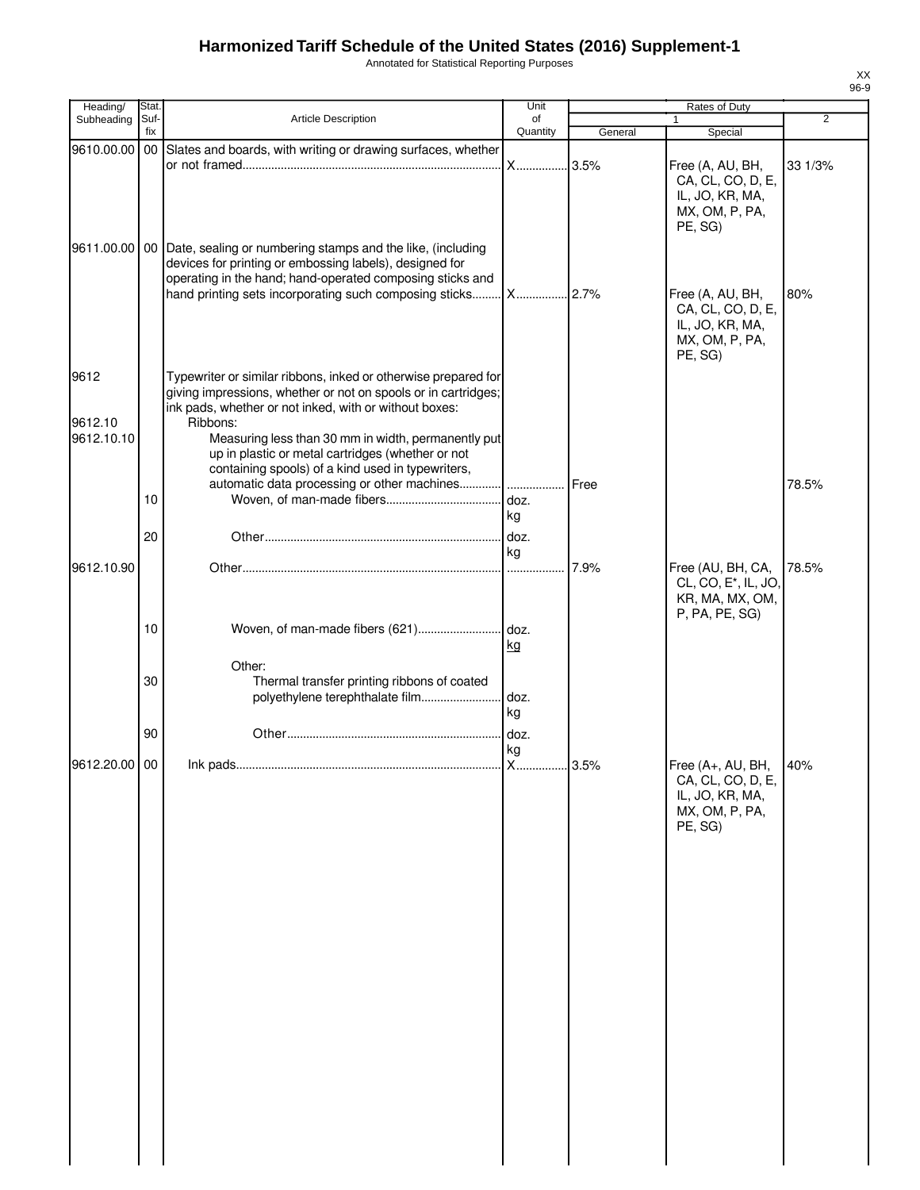# Harmonized Tariff Schedule of the United States (2016) Supplement-1

Annotated for Statistical Reporting Purposes

XX
96-9

| Heading/ Subheading | Stat. Suf-fix | Article Description | Unit of Quantity | Rates of Duty 1 General | Rates of Duty 1 Special | Rates of Duty 2 |
|---|---|---|---|---|---|---|
| 9610.00.00 | 00 | Slates and boards, with writing or drawing surfaces, whether or not framed | X | 3.5% | Free (A, AU, BH, CA, CL, CO, D, E, IL, JO, KR, MA, MX, OM, P, PA, PE, SG) | 33 1/3% |
| 9611.00.00 | 00 | Date, sealing or numbering stamps and the like, (including devices for printing or embossing labels), designed for operating in the hand; hand-operated composing sticks and hand printing sets incorporating such composing sticks | X | 2.7% | Free (A, AU, BH, CA, CL, CO, D, E, IL, JO, KR, MA, MX, OM, P, PA, PE, SG) | 80% |
| 9612 | | Typewriter or similar ribbons, inked or otherwise prepared for giving impressions, whether or not on spools or in cartridges; ink pads, whether or not inked, with or without boxes: | | | | |
| 9612.10 | | Ribbons: | | | | |
| 9612.10.10 | | Measuring less than 30 mm in width, permanently put up in plastic or metal cartridges (whether or not containing spools) of a kind used in typewriters, automatic data processing or other machines | | Free | | 78.5% |
| | 10 | Woven, of man-made fibers | doz. kg | | | |
| | 20 | Other | doz. kg | | | |
| 9612.10.90 | | Other | | 7.9% | Free (AU, BH, CA, CL, CO, E*, IL, JO, KR, MA, MX, OM, P, PA, PE, SG) | 78.5% |
| | 10 | Woven, of man-made fibers (621) | doz. kg | | | |
| | | Other: | | | | |
| | 30 | Thermal transfer printing ribbons of coated polyethylene terephthalate film | doz. kg | | | |
| | 90 | Other | doz. kg | | | |
| 9612.20.00 | 00 | Ink pads | X | 3.5% | Free (A+, AU, BH, CA, CL, CO, D, E, IL, JO, KR, MA, MX, OM, P, PA, PE, SG) | 40% |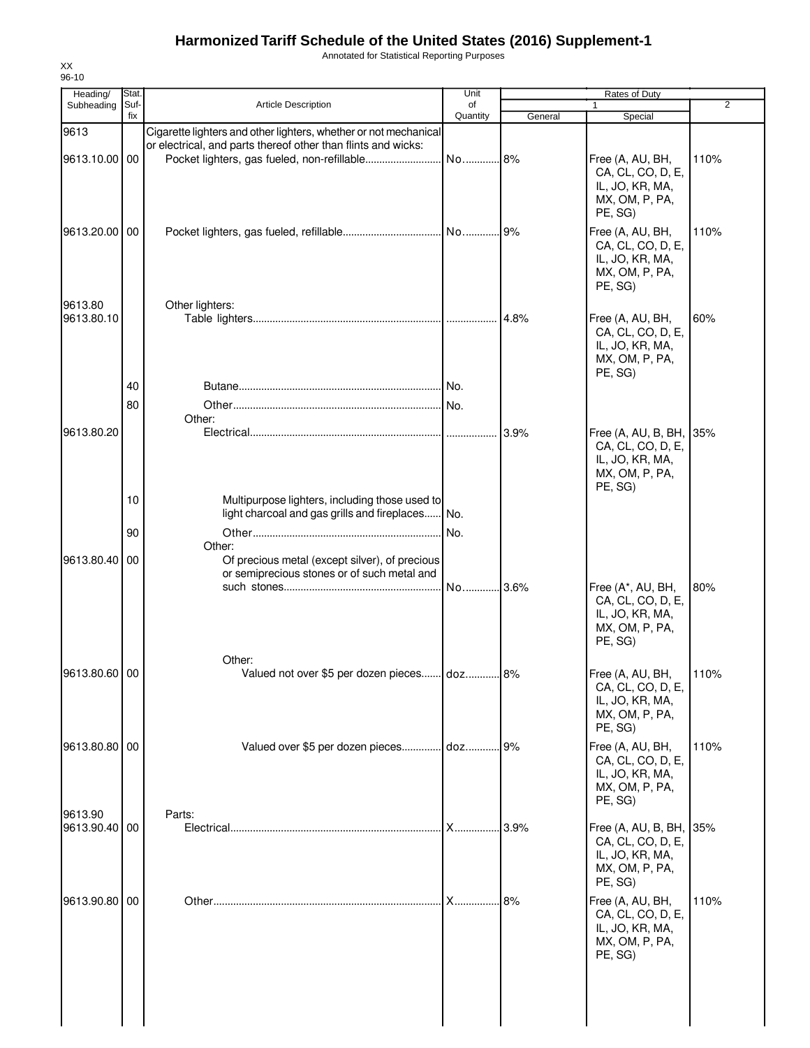# Harmonized Tariff Schedule of the United States (2016) Supplement-1

Annotated for Statistical Reporting Purposes

XX
96-10

| Heading/ Subheading | Stat. Suf- fix | Article Description | Unit of Quantity | Rates of Duty | | |
|---|---|---|---|---|---|---|
| | | | | 1 | | 2 |
| | | | | General | Special | |
| 9613 | | Cigarette lighters and other lighters, whether or not mechanical or electrical, and parts thereof other than flints and wicks: | | | | |
| 9613.10.00 | 00 | Pocket lighters, gas fueled, non-refillable | No. | 8% | Free (A, AU, BH, CA, CL, CO, D, E, IL, JO, KR, MA, MX, OM, P, PA, PE, SG) | 110% |
| 9613.20.00 | 00 | Pocket lighters, gas fueled, refillable | No. | 9% | Free (A, AU, BH, CA, CL, CO, D, E, IL, JO, KR, MA, MX, OM, P, PA, PE, SG) | 110% |
| 9613.80 | | Other lighters: | | | | |
| 9613.80.10 | | Table lighters | | 4.8% | Free (A, AU, BH, CA, CL, CO, D, E, IL, JO, KR, MA, MX, OM, P, PA, PE, SG) | 60% |
| | 40 | Butane | No. | | | |
| | 80 | Other | No. | | | |
| | | Other: | | | | |
| 9613.80.20 | | Electrical | | 3.9% | Free (A, AU, B, BH, CA, CL, CO, D, E, IL, JO, KR, MA, MX, OM, P, PA, PE, SG) | 35% |
| | 10 | Multipurpose lighters, including those used to light charcoal and gas grills and fireplaces | No. | | | |
| | 90 | Other | No. | | | |
| | | Other: | | | | |
| 9613.80.40 | 00 | Of precious metal (except silver), of precious or semiprecious stones or of such metal and such stones | No. | 3.6% | Free (A*, AU, BH, CA, CL, CO, D, E, IL, JO, KR, MA, MX, OM, P, PA, PE, SG) | 80% |
| | | Other: | | | | |
| 9613.80.60 | 00 | Valued not over $5 per dozen pieces | doz. | 8% | Free (A, AU, BH, CA, CL, CO, D, E, IL, JO, KR, MA, MX, OM, P, PA, PE, SG) | 110% |
| 9613.80.80 | 00 | Valued over $5 per dozen pieces | doz. | 9% | Free (A, AU, BH, CA, CL, CO, D, E, IL, JO, KR, MA, MX, OM, P, PA, PE, SG) | 110% |
| 9613.90 | | Parts: | | | | |
| 9613.90.40 | 00 | Electrical | X | 3.9% | Free (A, AU, B, BH, CA, CL, CO, D, E, IL, JO, KR, MA, MX, OM, P, PA, PE, SG) | 35% |
| 9613.90.80 | 00 | Other | X | 8% | Free (A, AU, BH, CA, CL, CO, D, E, IL, JO, KR, MA, MX, OM, P, PA, PE, SG) | 110% |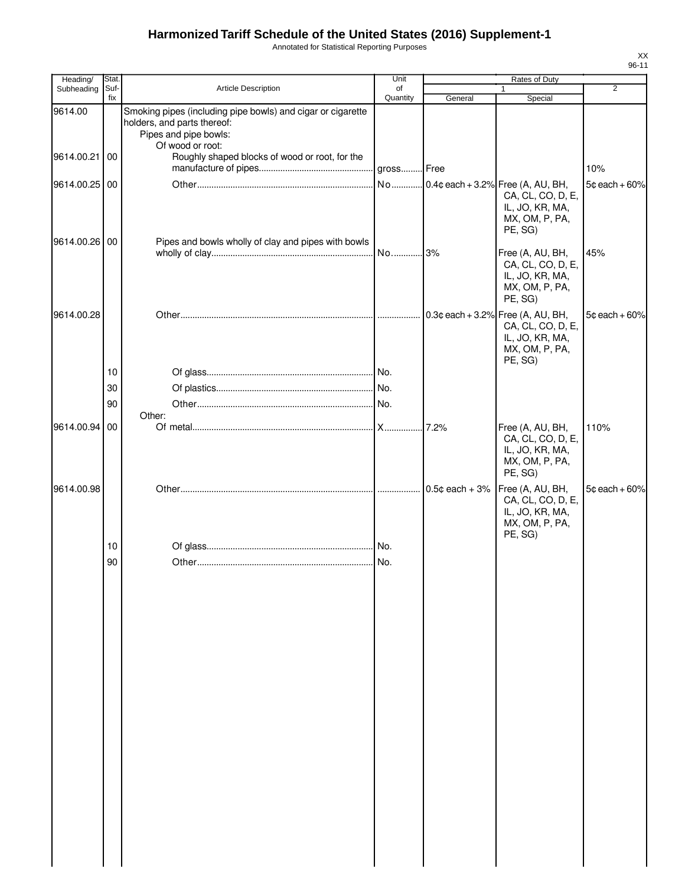# Harmonized Tariff Schedule of the United States (2016) Supplement-1

Annotated for Statistical Reporting Purposes

XX
96-11

| Heading/ Subheading | Stat. Suf-fix | Article Description | Unit of Quantity | Rates of Duty 1 General | Rates of Duty 1 Special | Rates of Duty 2 |
|---|---|---|---|---|---|---|
| 9614.00 | | Smoking pipes (including pipe bowls) and cigar or cigarette holders, and parts thereof: | | | | |
| | | Pipes and pipe bowls: | | | | |
| | | Of wood or root: | | | | |
| 9614.00.21 | 00 | Roughly shaped blocks of wood or root, for the manufacture of pipes | gross | Free | | 10% |
| 9614.00.25 | 00 | Other | No | 0.4¢ each + 3.2% | Free (A, AU, BH, CA, CL, CO, D, E, IL, JO, KR, MA, MX, OM, P, PA, PE, SG) | 5¢ each + 60% |
| 9614.00.26 | 00 | Pipes and bowls wholly of clay and pipes with bowls wholly of clay | No | 3% | Free (A, AU, BH, CA, CL, CO, D, E, IL, JO, KR, MA, MX, OM, P, PA, PE, SG) | 45% |
| 9614.00.28 | | Other | | 0.3¢ each + 3.2% | Free (A, AU, BH, CA, CL, CO, D, E, IL, JO, KR, MA, MX, OM, P, PA, PE, SG) | 5¢ each + 60% |
| | 10 | Of glass | No. | | | |
| | 30 | Of plastics | No. | | | |
| | 90 | Other | No. | | | |
| | | Other: | | | | |
| 9614.00.94 | 00 | Of metal | X | 7.2% | Free (A, AU, BH, CA, CL, CO, D, E, IL, JO, KR, MA, MX, OM, P, PA, PE, SG) | 110% |
| 9614.00.98 | | Other | | 0.5¢ each + 3% | Free (A, AU, BH, CA, CL, CO, D, E, IL, JO, KR, MA, MX, OM, P, PA, PE, SG) | 5¢ each + 60% |
| | 10 | Of glass | No. | | | |
| | 90 | Other | No. | | | |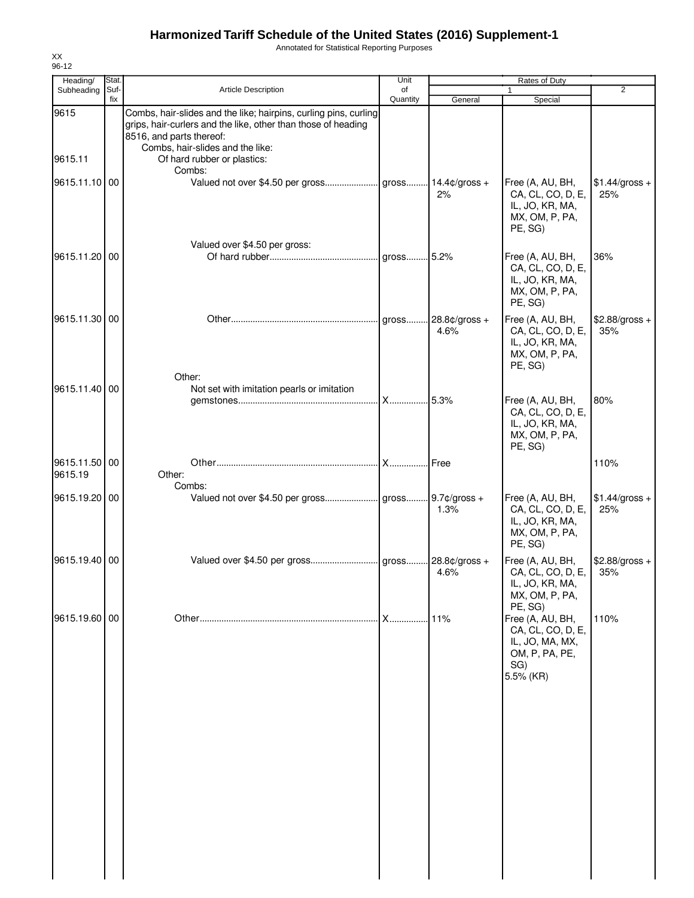# Harmonized Tariff Schedule of the United States (2016) Supplement-1

Annotated for Statistical Reporting Purposes

XX
96-12

| Heading/ Subheading | Stat. Suf- fix | Article Description | Unit of Quantity | Rates of Duty 1 General | Special | 2 |
|---|---|---|---|---|---|---|
| 9615 | | Combs, hair-slides and the like; hairpins, curling pins, curling grips, hair-curlers and the like, other than those of heading 8516, and parts thereof: | | | | |
| | | Combs, hair-slides and the like: | | | | |
| 9615.11 | | Of hard rubber or plastics: | | | | |
| | | Combs: | | | | |
| 9615.11.10 | 00 | Valued not over $4.50 per gross | gross | 14.4¢/gross + 2% | Free (A, AU, BH, CA, CL, CO, D, E, IL, JO, KR, MA, MX, OM, P, PA, PE, SG) | $1.44/gross + 25% |
| | | Valued over $4.50 per gross: | | | | |
| 9615.11.20 | 00 | Of hard rubber | gross | 5.2% | Free (A, AU, BH, CA, CL, CO, D, E, IL, JO, KR, MA, MX, OM, P, PA, PE, SG) | 36% |
| 9615.11.30 | 00 | Other | gross | 28.8¢/gross + 4.6% | Free (A, AU, BH, CA, CL, CO, D, E, IL, JO, KR, MA, MX, OM, P, PA, PE, SG) | $2.88/gross + 35% |
| | | Other: | | | | |
| 9615.11.40 | 00 | Not set with imitation pearls or imitation gemstones | X | 5.3% | Free (A, AU, BH, CA, CL, CO, D, E, IL, JO, KR, MA, MX, OM, P, PA, PE, SG) | 80% |
| 9615.11.50 | 00 | Other | X | Free | | 110% |
| 9615.19 | | Other: | | | | |
| | | Combs: | | | | |
| 9615.19.20 | 00 | Valued not over $4.50 per gross | gross | 9.7¢/gross + 1.3% | Free (A, AU, BH, CA, CL, CO, D, E, IL, JO, KR, MA, MX, OM, P, PA, PE, SG) | $1.44/gross + 25% |
| 9615.19.40 | 00 | Valued over $4.50 per gross | gross | 28.8¢/gross + 4.6% | Free (A, AU, BH, CA, CL, CO, D, E, IL, JO, KR, MA, MX, OM, P, PA, PE, SG) | $2.88/gross + 35% |
| 9615.19.60 | 00 | Other | X | 11% | Free (A, AU, BH, CA, CL, CO, D, E, IL, JO, MA, MX, OM, P, PA, PE, SG) 5.5% (KR) | 110% |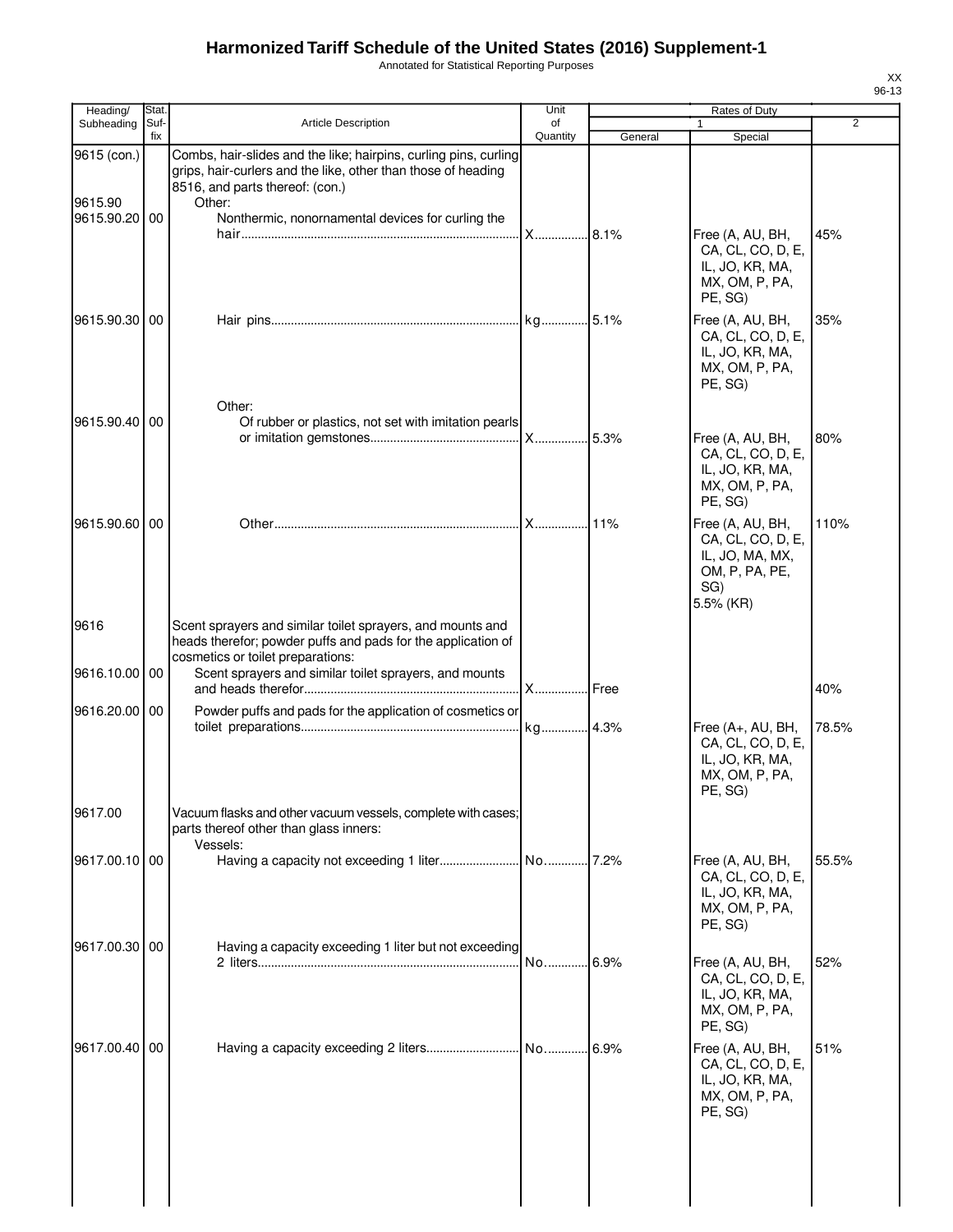# Harmonized Tariff Schedule of the United States (2016) Supplement-1

Annotated for Statistical Reporting Purposes

XX
96-13

| Heading/ Subheading | Stat. Suf- fix | Article Description | Unit of Quantity | Rates of Duty 1 General | Rates of Duty 1 Special | Rates of Duty 2 |
|---|---|---|---|---|---|---|
| 9615 (con.) | | Combs, hair-slides and the like; hairpins, curling pins, curling grips, hair-curlers and the like, other than those of heading 8516, and parts thereof: (con.) | | | | |
| 9615.90 | | Other: | | | | |
| 9615.90.20 | 00 | Nonthermic, nonornamental devices for curling the hair | X | 8.1% | Free (A, AU, BH, CA, CL, CO, D, E, IL, JO, KR, MA, MX, OM, P, PA, PE, SG) | 45% |
| 9615.90.30 | 00 | Hair pins | kg | 5.1% | Free (A, AU, BH, CA, CL, CO, D, E, IL, JO, KR, MA, MX, OM, P, PA, PE, SG) | 35% |
| | | Other: | | | | |
| 9615.90.40 | 00 | Of rubber or plastics, not set with imitation pearls or imitation gemstones | X | 5.3% | Free (A, AU, BH, CA, CL, CO, D, E, IL, JO, KR, MA, MX, OM, P, PA, PE, SG) | 80% |
| 9615.90.60 | 00 | Other | X | 11% | Free (A, AU, BH, CA, CL, CO, D, E, IL, JO, MA, MX, OM, P, PA, PE, SG) 5.5% (KR) | 110% |
| 9616 | | Scent sprayers and similar toilet sprayers, and mounts and heads therefor; powder puffs and pads for the application of cosmetics or toilet preparations: | | | | |
| 9616.10.00 | 00 | Scent sprayers and similar toilet sprayers, and mounts and heads therefor | X | Free | | 40% |
| 9616.20.00 | 00 | Powder puffs and pads for the application of cosmetics or toilet preparations | kg | 4.3% | Free (A+, AU, BH, CA, CL, CO, D, E, IL, JO, KR, MA, MX, OM, P, PA, PE, SG) | 78.5% |
| 9617.00 | | Vacuum flasks and other vacuum vessels, complete with cases; parts thereof other than glass inners: | | | | |
| | | Vessels: | | | | |
| 9617.00.10 | 00 | Having a capacity not exceeding 1 liter | No. | 7.2% | Free (A, AU, BH, CA, CL, CO, D, E, IL, JO, KR, MA, MX, OM, P, PA, PE, SG) | 55.5% |
| 9617.00.30 | 00 | Having a capacity exceeding 1 liter but not exceeding 2 liters | No. | 6.9% | Free (A, AU, BH, CA, CL, CO, D, E, IL, JO, KR, MA, MX, OM, P, PA, PE, SG) | 52% |
| 9617.00.40 | 00 | Having a capacity exceeding 2 liters | No. | 6.9% | Free (A, AU, BH, CA, CL, CO, D, E, IL, JO, KR, MA, MX, OM, P, PA, PE, SG) | 51% |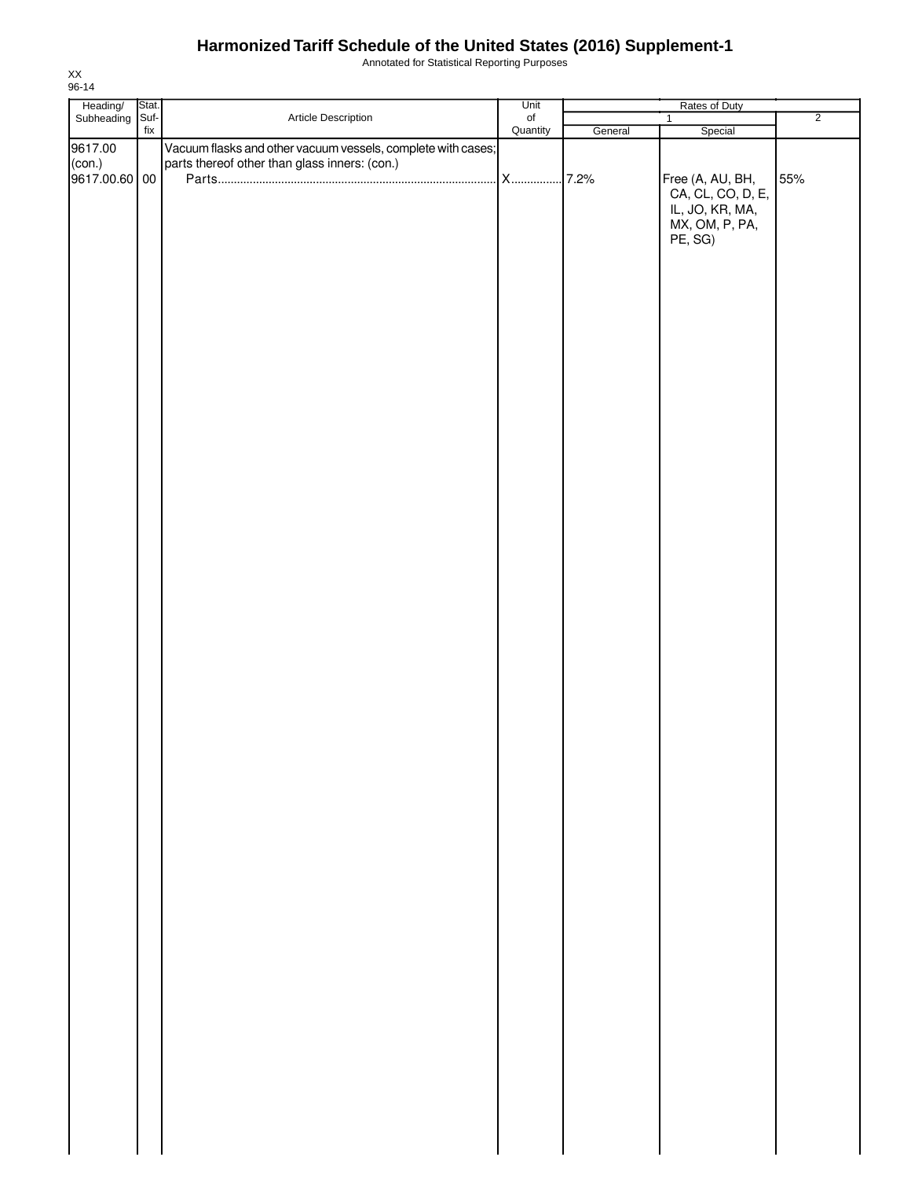# Harmonized Tariff Schedule of the United States (2016) Supplement-1

Annotated for Statistical Reporting Purposes

XX
96-14

| Heading/ Subheading | Stat. Suf- fix | Article Description | Unit of Quantity | Rates of Duty | | |
|---|---|---|---|---|---|---|
| | | | | 1 | | 2 |
| | | | | General | Special | |
| 9617.00 (con.) | | Vacuum flasks and other vacuum vessels, complete with cases; parts thereof other than glass inners: (con.) | | | | |
| 9617.00.60 | 00 | Parts | X | 7.2% | Free (A, AU, BH, CA, CL, CO, D, E, IL, JO, KR, MA, MX, OM, P, PA, PE, SG) | 55% |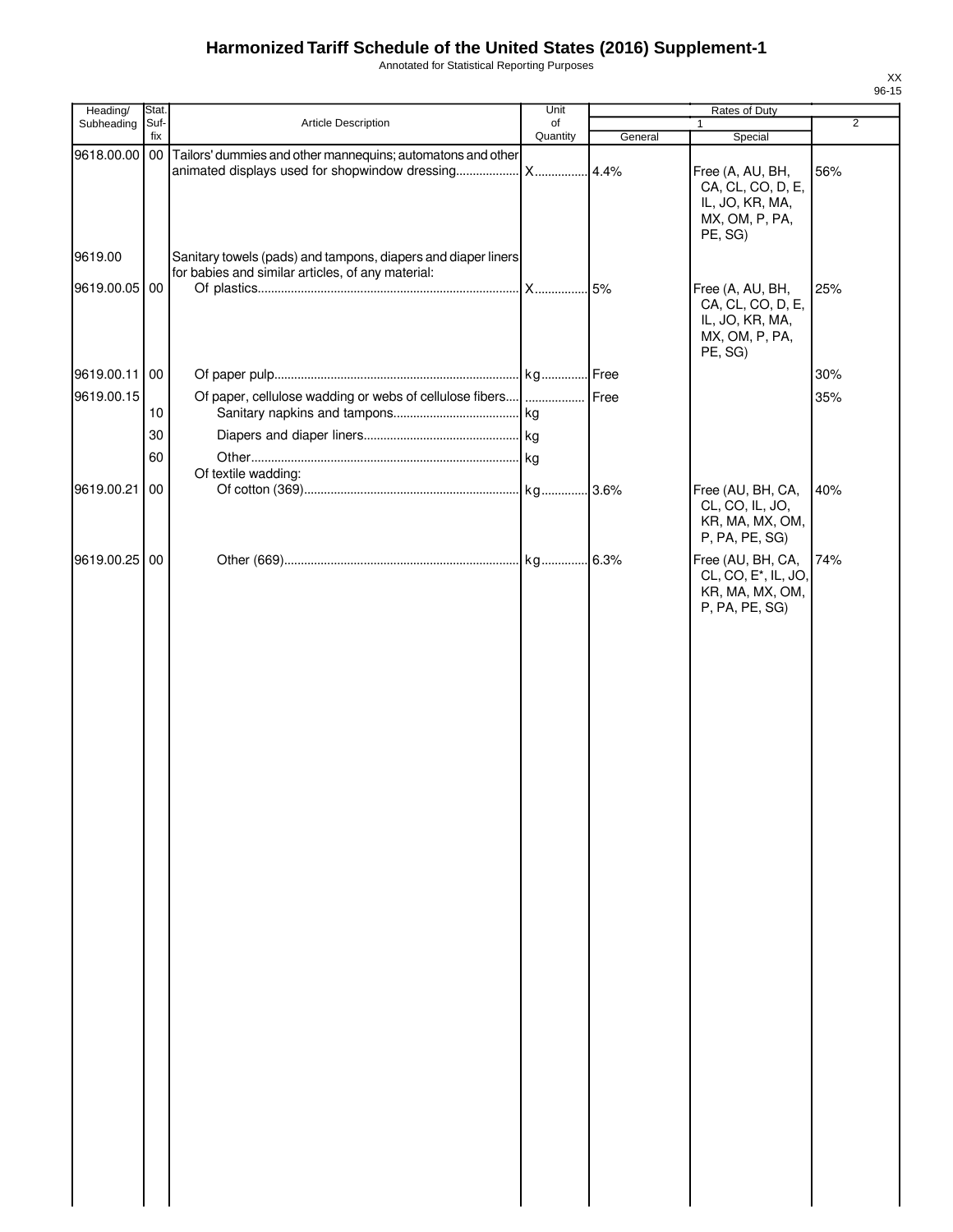# Harmonized Tariff Schedule of the United States (2016) Supplement-1

Annotated for Statistical Reporting Purposes

XX
96-15

| Heading/ Subheading | Stat. Suf-fix | Article Description | Unit of Quantity | Rates of Duty 1 General | Rates of Duty 1 Special | Rates of Duty 2 |
|---|---|---|---|---|---|---|
| 9618.00.00 | 00 | Tailors' dummies and other mannequins; automatons and other animated displays used for shopwindow dressing | X | 4.4% | Free (A, AU, BH, CA, CL, CO, D, E, IL, JO, KR, MA, MX, OM, P, PA, PE, SG) | 56% |
| 9619.00 | | Sanitary towels (pads) and tampons, diapers and diaper liners for babies and similar articles, of any material: | | | | |
| 9619.00.05 | 00 | Of plastics | X | 5% | Free (A, AU, BH, CA, CL, CO, D, E, IL, JO, KR, MA, MX, OM, P, PA, PE, SG) | 25% |
| 9619.00.11 | 00 | Of paper pulp | kg | Free | | 30% |
| 9619.00.15 | | Of paper, cellulose wadding or webs of cellulose fibers | | Free | | 35% |
| | 10 | Sanitary napkins and tampons | kg | | | |
| | 30 | Diapers and diaper liners | kg | | | |
| | 60 | Other | kg | | | |
| | | Of textile wadding: | | | | |
| 9619.00.21 | 00 | Of cotton (369) | kg | 3.6% | Free (AU, BH, CA, CL, CO, IL, JO, KR, MA, MX, OM, P, PA, PE, SG) | 40% |
| 9619.00.25 | 00 | Other (669) | kg | 6.3% | Free (AU, BH, CA, CL, CO, E*, IL, JO, KR, MA, MX, OM, P, PA, PE, SG) | 74% |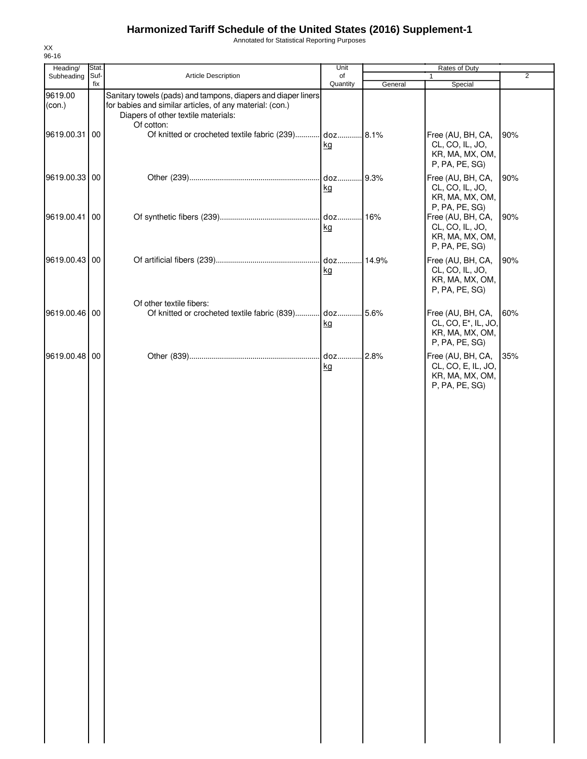# Harmonized Tariff Schedule of the United States (2016) Supplement-1

Annotated for Statistical Reporting Purposes

XX
96-16

| Heading/ Subheading | Stat. Suf- fix | Article Description | Unit of Quantity | Rates of Duty | | |
|---|---|---|---|---|---|---|
| | | | | 1 | | 2 |
| | | | | General | Special | |
| 9619.00 (con.) | | Sanitary towels (pads) and tampons, diapers and diaper liners for babies and similar articles, of any material: (con.) | | | | |
| | | Diapers of other textile materials: | | | | |
| | | Of cotton: | | | | |
| 9619.00.31 | 00 | Of knitted or crocheted textile fabric (239) | doz. kg | 8.1% | Free (AU, BH, CA, CL, CO, IL, JO, KR, MA, MX, OM, P, PA, PE, SG) | 90% |
| 9619.00.33 | 00 | Other (239) | doz. kg | 9.3% | Free (AU, BH, CA, CL, CO, IL, JO, KR, MA, MX, OM, P, PA, PE, SG) | 90% |
| 9619.00.41 | 00 | Of synthetic fibers (239) | doz. kg | 16% | Free (AU, BH, CA, CL, CO, IL, JO, KR, MA, MX, OM, P, PA, PE, SG) | 90% |
| 9619.00.43 | 00 | Of artificial fibers (239) | doz. kg | 14.9% | Free (AU, BH, CA, CL, CO, IL, JO, KR, MA, MX, OM, P, PA, PE, SG) | 90% |
| | | Of other textile fibers: | | | | |
| 9619.00.46 | 00 | Of knitted or crocheted textile fabric (839) | doz. kg | 5.6% | Free (AU, BH, CA, CL, CO, E*, IL, JO, KR, MA, MX, OM, P, PA, PE, SG) | 60% |
| 9619.00.48 | 00 | Other (839) | doz. kg | 2.8% | Free (AU, BH, CA, CL, CO, E, IL, JO, KR, MA, MX, OM, P, PA, PE, SG) | 35% |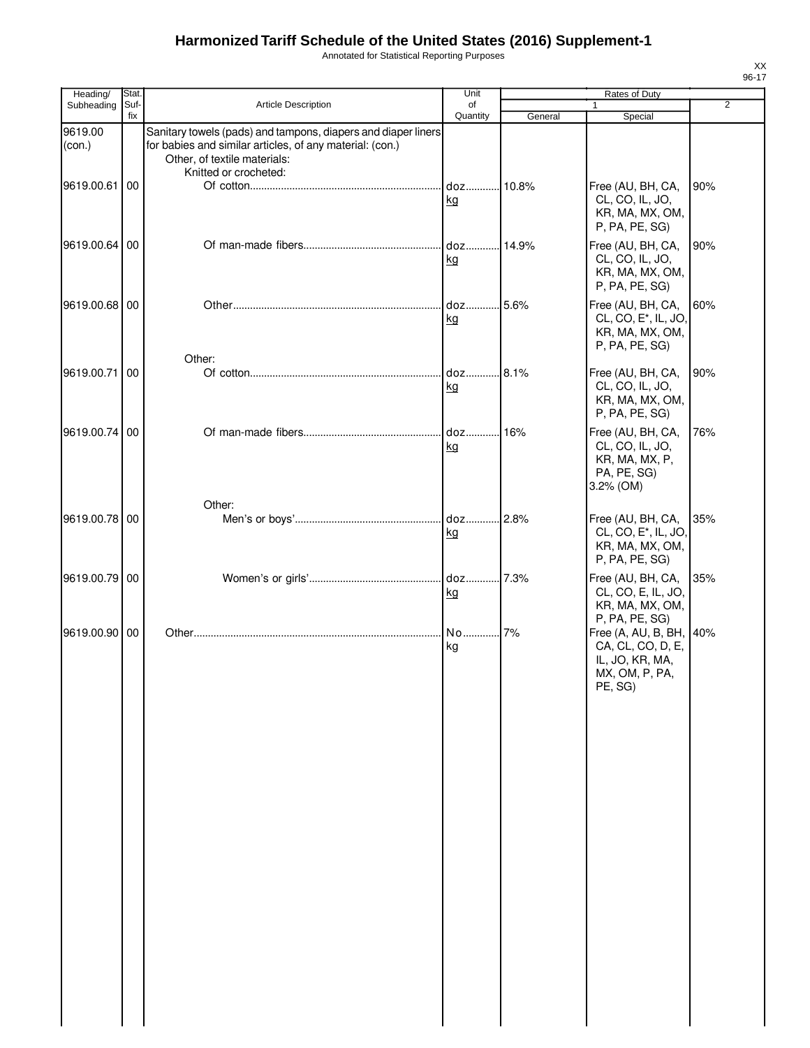# Harmonized Tariff Schedule of the United States (2016) Supplement-1

Annotated for Statistical Reporting Purposes

XX
96-17

| Heading/ Subheading | Stat. Suf- fix | Article Description | Unit of Quantity | Rates of Duty 1 General | Rates of Duty 1 Special | Rates of Duty 2 |
|---|---|---|---|---|---|---|
| 9619.00 (con.) | | Sanitary towels (pads) and tampons, diapers and diaper liners for babies and similar articles, of any material: (con.) | | | | |
| | | Other, of textile materials: | | | | |
| | | Knitted or crocheted: | | | | |
| 9619.00.61 | 00 | Of cotton | doz kg | 10.8% | Free (AU, BH, CA, CL, CO, IL, JO, KR, MA, MX, OM, P, PA, PE, SG) | 90% |
| 9619.00.64 | 00 | Of man-made fibers | doz kg | 14.9% | Free (AU, BH, CA, CL, CO, IL, JO, KR, MA, MX, OM, P, PA, PE, SG) | 90% |
| 9619.00.68 | 00 | Other | doz kg | 5.6% | Free (AU, BH, CA, CL, CO, E*, IL, JO, KR, MA, MX, OM, P, PA, PE, SG) | 60% |
| | | Other: | | | | |
| 9619.00.71 | 00 | Of cotton | doz kg | 8.1% | Free (AU, BH, CA, CL, CO, IL, JO, KR, MA, MX, OM, P, PA, PE, SG) | 90% |
| 9619.00.74 | 00 | Of man-made fibers | doz kg | 16% | Free (AU, BH, CA, CL, CO, IL, JO, KR, MA, MX, P, PA, PE, SG) 3.2% (OM) | 76% |
| | | Other: | | | | |
| 9619.00.78 | 00 | Men's or boys' | doz kg | 2.8% | Free (AU, BH, CA, CL, CO, E*, IL, JO, KR, MA, MX, OM, P, PA, PE, SG) | 35% |
| 9619.00.79 | 00 | Women's or girls' | doz kg | 7.3% | Free (AU, BH, CA, CL, CO, E, IL, JO, KR, MA, MX, OM, P, PA, PE, SG) | 35% |
| 9619.00.90 | 00 | Other | No kg | 7% | Free (A, AU, B, BH, CA, CL, CO, D, E, IL, JO, KR, MA, MX, OM, P, PA, PE, SG) | 40% |